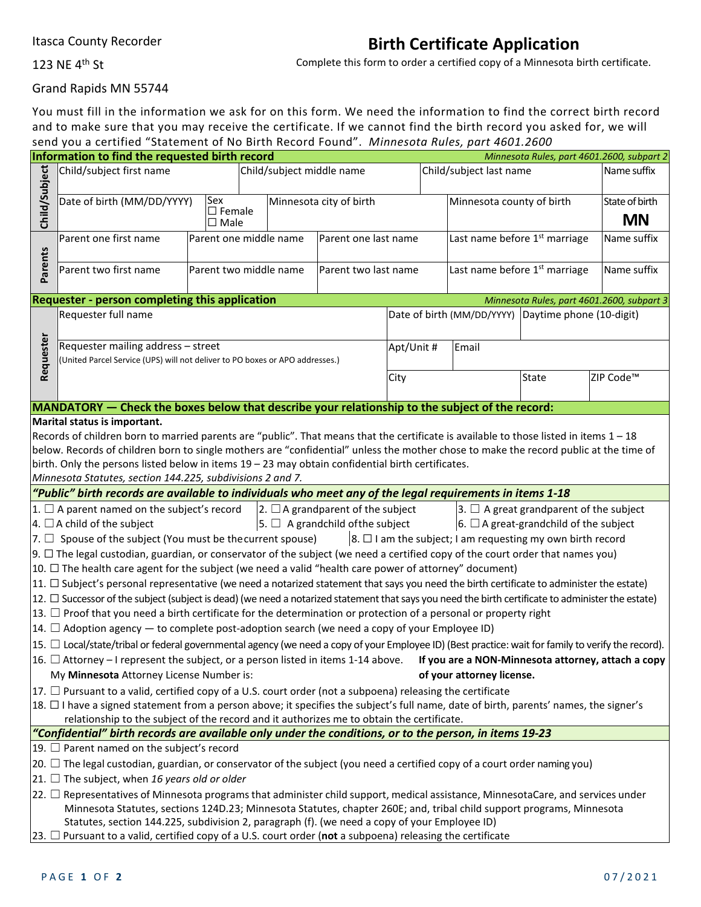Itasca County Recorder

123 NE 4th St

Grand Rapids MN 55744

# Birth Certificate Application

Complete this form to order a certified copy of a Minnesota birth certificate.

You must fill in the information we ask for on this form. We need the information to find the correct birth record and to make sure that you may receive the certificate. If we cannot find the birth record you asked for, we will send you a certified "Statement of No Birth Record Found". *Minnesota Rules, part 4601.2600*

## Information to find the requested birth record

*Minnesota Rules, part 4601.2600, subpart 2*

**Child/Subject**

| Child/subject first name | Child/subject middle name | Child/subject last name | Name suffix |
|---|---|---|---|
| | | | |

| Date of birth (MM/DD/YYYY) | Sex ☐ Female ☐ Male | Minnesota city of birth | Minnesota county of birth | State of birth **MN** |
|---|---|---|---|---|
| | | | | |

**Parents**

| Parent one first name | Parent one middle name | Parent one last name | Last name before 1st marriage | Name suffix |
|---|---|---|---|---|
| | | | | |
| **Parent two first name** | **Parent two middle name** | **Parent two last name** | **Last name before 1st marriage** | **Name suffix** |
| | | | | |

## Requester - person completing this application

*Minnesota Rules, part 4601.2600, subpart 3*

| Requester full name | Date of birth (MM/DD/YYYY) | Daytime phone (10-digit) |
|---|---|---|
| | | |

| Requester mailing address – street (United Parcel Service (UPS) will not deliver to PO boxes or APO addresses.) | Apt/Unit # | Email |
|---|---|---|
| | | |

| City | State | ZIP Code™ |
|---|---|---|
| | | |

## MANDATORY — Check the boxes below that describe your relationship to the subject of the record:

**Marital status is important.**

Records of children born to married parents are "public". That means that the certificate is available to those listed in items 1 – 18 below. Records of children born to single mothers are "confidential" unless the mother chose to make the record public at the time of birth. Only the persons listed below in items 19 – 23 may obtain confidential birth certificates.

*Minnesota Statutes, section 144.225, subdivisions 2 and 7.*

### *"Public" birth records are available to individuals who meet any of the legal requirements in items 1-18*

1. ☐ A parent named on the subject's record
2. ☐ A grandparent of the subject
3. ☐ A great grandparent of the subject
4. ☐ A child of the subject
5. ☐ A grandchild of the subject
6. ☐ A great-grandchild of the subject
7. ☐ Spouse of the subject (You must be the current spouse)
8. ☐ I am the subject; I am requesting my own birth record
9. ☐ The legal custodian, guardian, or conservator of the subject (we need a certified copy of the court order that names you)
10. ☐ The health care agent for the subject (we need a valid "health care power of attorney" document)
11. ☐ Subject's personal representative (we need a notarized statement that says you need the birth certificate to administer the estate)
12. ☐ Successor of the subject (subject is dead) (we need a notarized statement that says you need the birth certificate to administer the estate)
13. ☐ Proof that you need a birth certificate for the determination or protection of a personal or property right
14. ☐ Adoption agency — to complete post-adoption search (we need a copy of your Employee ID)
15. ☐ Local/state/tribal or federal governmental agency (we need a copy of your Employee ID) (Best practice: wait for family to verify the record).
16. ☐ Attorney – I represent the subject, or a person listed in items 1-14 above. **If you are a NON-Minnesota attorney, attach a copy of your attorney license.**
    My **Minnesota** Attorney License Number is:
17. ☐ Pursuant to a valid, certified copy of a U.S. court order (not a subpoena) releasing the certificate
18. ☐ I have a signed statement from a person above; it specifies the subject's full name, date of birth, parents' names, the signer's relationship to the subject of the record and it authorizes me to obtain the certificate.

### *"Confidential" birth records are available only under the conditions, or to the person, in items 19-23*

19. ☐ Parent named on the subject's record
20. ☐ The legal custodian, guardian, or conservator of the subject (you need a certified copy of a court order naming you)
21. ☐ The subject, when *16 years old or older*
22. ☐ Representatives of Minnesota programs that administer child support, medical assistance, MinnesotaCare, and services under Minnesota Statutes, sections 124D.23; Minnesota Statutes, chapter 260E; and, tribal child support programs, Minnesota Statutes, section 144.225, subdivision 2, paragraph (f). (we need a copy of your Employee ID)
23. ☐ Pursuant to a valid, certified copy of a U.S. court order (**not** a subpoena) releasing the certificate

07/2021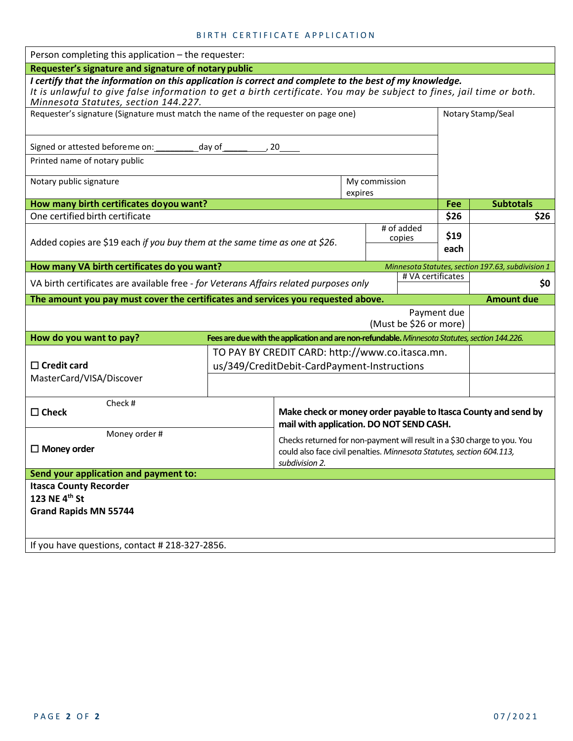BIRTH CERTIFICATE APPLICATION

Person completing this application – the requester:

**Requester's signature and signature of notary public**

***I certify that the information on this application is correct and complete to the best of my knowledge.***
*It is unlawful to give false information to get a birth certificate. You may be subject to fines, jail time or both. Minnesota Statutes, section 144.227.*

| | | |
|---|---|---|
| Requester's signature (Signature must match the name of the requester on page one) | | Notary Stamp/Seal |
| Signed or attested before me on: _________ day of __________, 20____ | | |
| Printed name of notary public | | |
| Notary public signature | My commission expires | |

| **How many birth certificates do you want?** | | **Fee** | **Subtotals** |
|---|---|---|---|
| One certified birth certificate | | **$26** | **$26** |
| Added copies are $19 each *if you buy them at the same time as one at $26*. | # of added copies | **$19 each** | |

| **How many VA birth certificates do you want?** | *Minnesota Statutes, section 197.63, subdivision 1* | |
|---|---|---|
| VA birth certificates are available free - *for Veterans Affairs related purposes only* | # VA certificates | **$0** |

| **The amount you pay must cover the certificates and services you requested above.** | **Amount due** |
|---|---|
| Payment due (Must be $26 or more) | |

| **How do you want to pay?** | **Fees are due with the application and are non-refundable.** *Minnesota Statutes, section 144.226.* | |
|---|---|---|
| ☐ **Credit card** MasterCard/VISA/Discover | TO PAY BY CREDIT CARD: http://www.co.itasca.mn.us/349/CreditDebit-CardPayment-Instructions | |
| ☐ **Check** Check # | **Make check or money order payable to Itasca County and send by mail with application. DO NOT SEND CASH.** | |
| ☐ **Money order** Money order # | Checks returned for non-payment will result in a $30 charge to you. You could also face civil penalties. *Minnesota Statutes, section 604.113, subdivision 2.* | |

**Send your application and payment to:**

**Itasca County Recorder**
**123 NE 4th St**
**Grand Rapids MN 55744**

If you have questions, contact # 218-327-2856.

07/2021